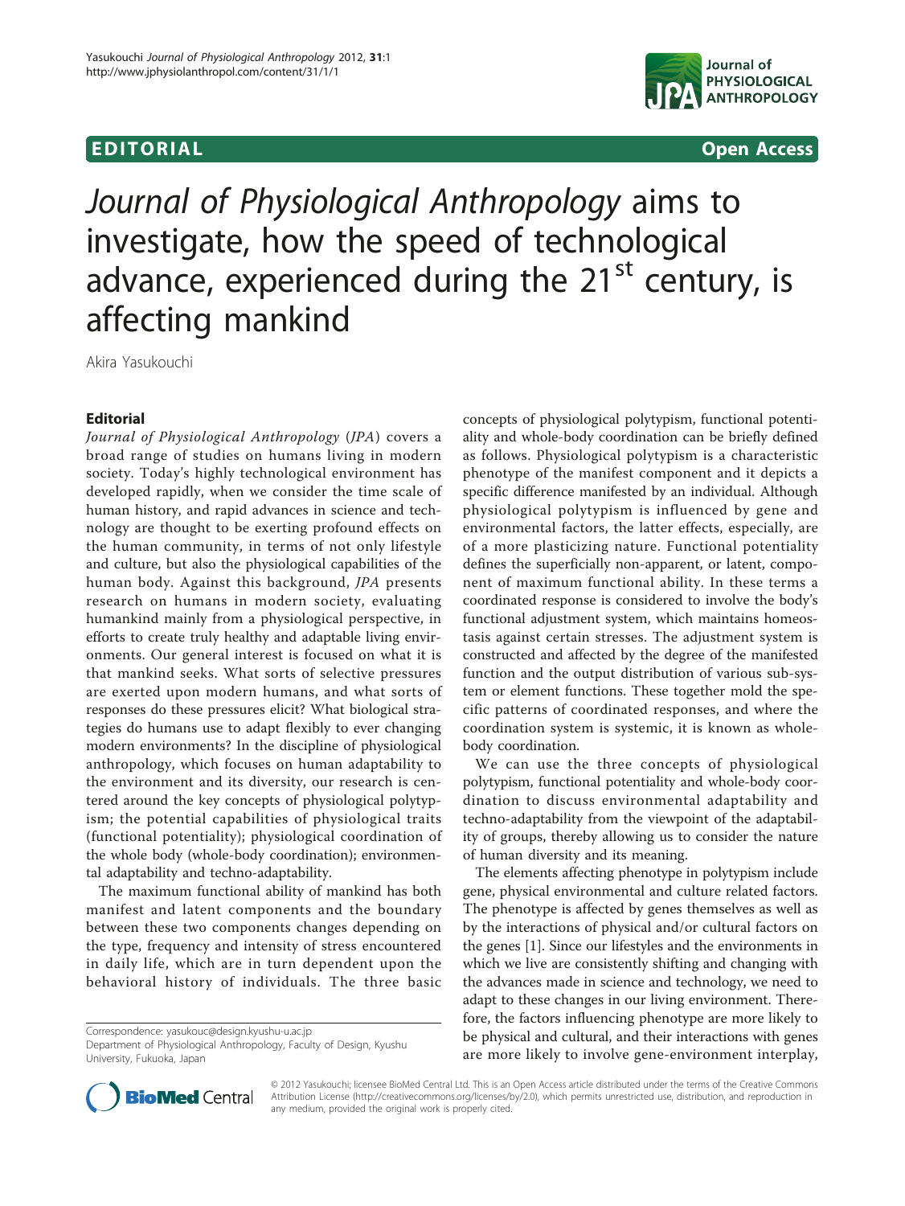**EDITORIAL** **Open Access**

# *Journal of Physiological Anthropology* aims to investigate, how the speed of technological advance, experienced during the 21st century, is affecting mankind

Akira Yasukouchi

Correspondence: yasukouc@design.kyushu-u.ac.jp
Department of Physiological Anthropology, Faculty of Design, Kyushu University, Fukuoka, Japan

## Editorial

*Journal of Physiological Anthropology* (*JPA*) covers a broad range of studies on humans living in modern society. Today's highly technological environment has developed rapidly, when we consider the time scale of human history, and rapid advances in science and technology are thought to be exerting profound effects on the human community, in terms of not only lifestyle and culture, but also the physiological capabilities of the human body. Against this background, *JPA* presents research on humans in modern society, evaluating humankind mainly from a physiological perspective, in efforts to create truly healthy and adaptable living environments. Our general interest is focused on what it is that mankind seeks. What sorts of selective pressures are exerted upon modern humans, and what sorts of responses do these pressures elicit? What biological strategies do humans use to adapt flexibly to ever changing modern environments? In the discipline of physiological anthropology, which focuses on human adaptability to the environment and its diversity, our research is centered around the key concepts of physiological polytypism; the potential capabilities of physiological traits (functional potentiality); physiological coordination of the whole body (whole-body coordination); environmental adaptability and techno-adaptability.

The maximum functional ability of mankind has both manifest and latent components and the boundary between these two components changes depending on the type, frequency and intensity of stress encountered in daily life, which are in turn dependent upon the behavioral history of individuals. The three basic concepts of physiological polytypism, functional potentiality and whole-body coordination can be briefly defined as follows. Physiological polytypism is a characteristic phenotype of the manifest component and it depicts a specific difference manifested by an individual. Although physiological polytypism is influenced by gene and environmental factors, the latter effects, especially, are of a more plasticizing nature. Functional potentiality defines the superficially non-apparent, or latent, component of maximum functional ability. In these terms a coordinated response is considered to involve the body's functional adjustment system, which maintains homeostasis against certain stresses. The adjustment system is constructed and affected by the degree of the manifested function and the output distribution of various sub-system or element functions. These together mold the specific patterns of coordinated responses, and where the coordination system is systemic, it is known as whole-body coordination.

We can use the three concepts of physiological polytypism, functional potentiality and whole-body coordination to discuss environmental adaptability and techno-adaptability from the viewpoint of the adaptability of groups, thereby allowing us to consider the nature of human diversity and its meaning.

The elements affecting phenotype in polytypism include gene, physical environmental and culture related factors. The phenotype is affected by genes themselves as well as by the interactions of physical and/or cultural factors on the genes [1]. Since our lifestyles and the environments in which we live are consistently shifting and changing with the advances made in science and technology, we need to adapt to these changes in our living environment. Therefore, the factors influencing phenotype are more likely to be physical and cultural, and their interactions with genes are more likely to involve gene-environment interplay,

© 2012 Yasukouchi; licensee BioMed Central Ltd. This is an Open Access article distributed under the terms of the Creative Commons Attribution License (http://creativecommons.org/licenses/by/2.0), which permits unrestricted use, distribution, and reproduction in any medium, provided the original work is properly cited.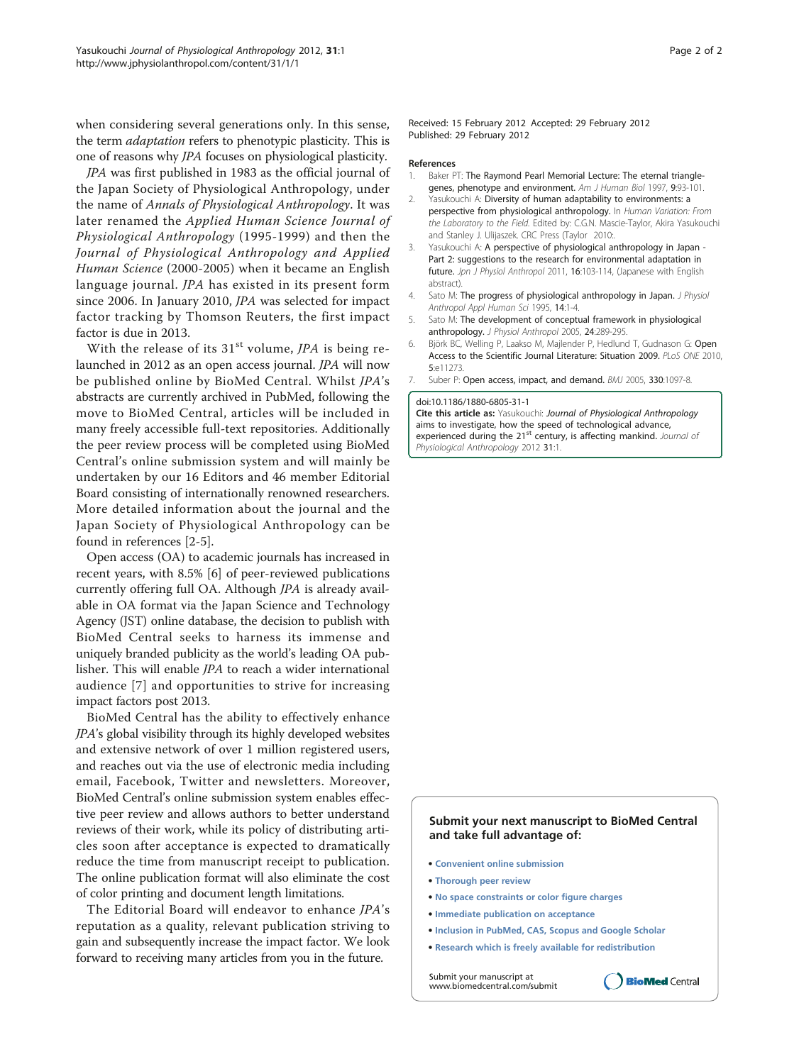when considering several generations only. In this sense, the term *adaptation* refers to phenotypic plasticity. This is one of reasons why *JPA* focuses on physiological plasticity.

*JPA* was first published in 1983 as the official journal of the Japan Society of Physiological Anthropology, under the name of *Annals of Physiological Anthropology*. It was later renamed the *Applied Human Science Journal of Physiological Anthropology* (1995-1999) and then the *Journal of Physiological Anthropology and Applied Human Science* (2000-2005) when it became an English language journal. *JPA* has existed in its present form since 2006. In January 2010, *JPA* was selected for impact factor tracking by Thomson Reuters, the first impact factor is due in 2013.

With the release of its 31st volume, *JPA* is being re-launched in 2012 as an open access journal. *JPA* will now be published online by BioMed Central. Whilst *JPA*'s abstracts are currently archived in PubMed, following the move to BioMed Central, articles will be included in many freely accessible full-text repositories. Additionally the peer review process will be completed using BioMed Central's online submission system and will mainly be undertaken by our 16 Editors and 46 member Editorial Board consisting of internationally renowned researchers. More detailed information about the journal and the Japan Society of Physiological Anthropology can be found in references [2-5].

Open access (OA) to academic journals has increased in recent years, with 8.5% [6] of peer-reviewed publications currently offering full OA. Although *JPA* is already available in OA format via the Japan Science and Technology Agency (JST) online database, the decision to publish with BioMed Central seeks to harness its immense and uniquely branded publicity as the world's leading OA publisher. This will enable *JPA* to reach a wider international audience [7] and opportunities to strive for increasing impact factors post 2013.

BioMed Central has the ability to effectively enhance *JPA*'s global visibility through its highly developed websites and extensive network of over 1 million registered users, and reaches out via the use of electronic media including email, Facebook, Twitter and newsletters. Moreover, BioMed Central's online submission system enables effective peer review and allows authors to better understand reviews of their work, while its policy of distributing articles soon after acceptance is expected to dramatically reduce the time from manuscript receipt to publication. The online publication format will also eliminate the cost of color printing and document length limitations.

The Editorial Board will endeavor to enhance *JPA*'s reputation as a quality, relevant publication striving to gain and subsequently increase the impact factor. We look forward to receiving many articles from you in the future.

Received: 15 February 2012 Accepted: 29 February 2012
Published: 29 February 2012

## References

1. Baker PT: **The Raymond Pearl Memorial Lecture: The eternal triangle-genes, phenotype and environment.** *Am J Human Biol* 1997, **9**:93-101.
2. Yasukouchi A: **Diversity of human adaptability to environments: a perspective from physiological anthropology.** In *Human Variation: From the Laboratory to the Field.* Edited by: C.G.N. Mascie-Taylor, Akira Yasukouchi and Stanley J. Ulijaszek. CRC Press (Taylor 2010:.
3. Yasukouchi A: **A perspective of physiological anthropology in Japan - Part 2: suggestions to the research for environmental adaptation in future.** *Jpn J Physiol Anthropol* 2011, **16**:103-114, (Japanese with English abstract).
4. Sato M: **The progress of physiological anthropology in Japan.** *J Physiol Anthropol Appl Human Sci* 1995, **14**:1-4.
5. Sato M: **The development of conceptual framework in physiological anthropology.** *J Physiol Anthropol* 2005, **24**:289-295.
6. Björk BC, Welling P, Laakso M, Majlender P, Hedlund T, Gudnason G: **Open Access to the Scientific Journal Literature: Situation 2009.** *PLoS ONE* 2010, **5**:e11273.
7. Suber P: **Open access, impact, and demand.** *BMJ* 2005, **330**:1097-8.

doi:10.1186/1880-6805-31-1
**Cite this article as:** Yasukouchi: *Journal of Physiological Anthropology* aims to investigate, how the speed of technological advance, experienced during the 21st century, is affecting mankind. *Journal of Physiological Anthropology* 2012 **31**:1.

**Submit your next manuscript to BioMed Central and take full advantage of:**

- Convenient online submission
- Thorough peer review
- No space constraints or color figure charges
- Immediate publication on acceptance
- Inclusion in PubMed, CAS, Scopus and Google Scholar
- Research which is freely available for redistribution

Submit your manuscript at
www.biomedcentral.com/submit

BioMed Central